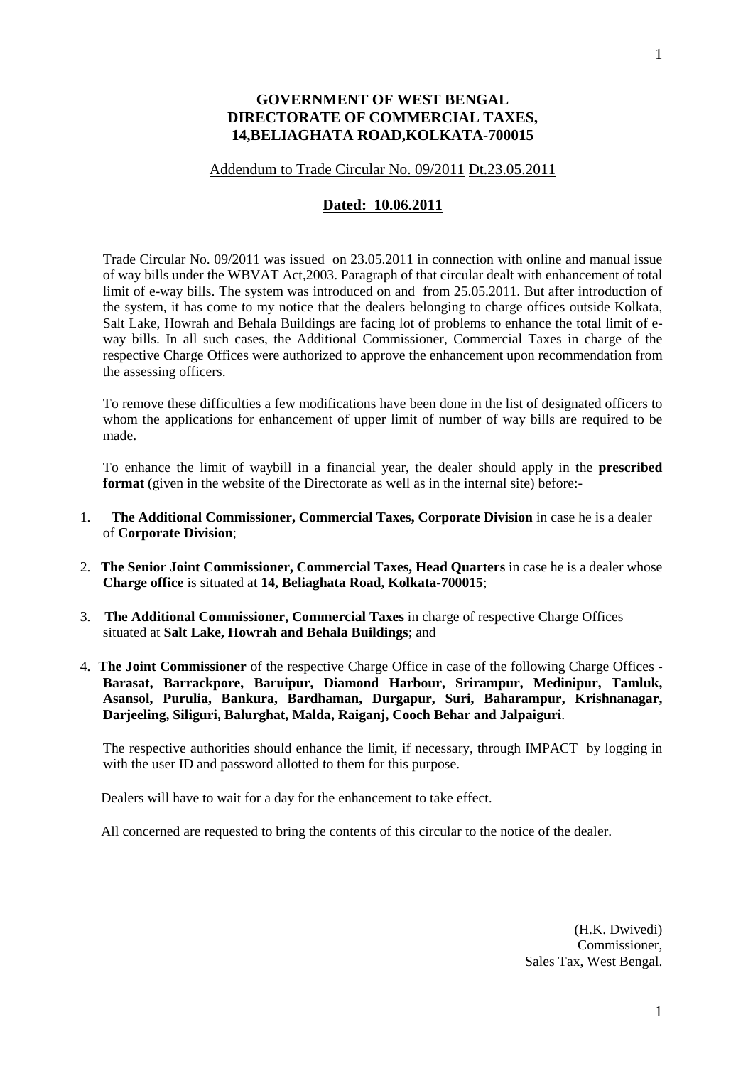**GOVERNMENT OF WEST BENGAL**
**DIRECTORATE OF COMMERCIAL TAXES,**
**14,BELIAGHATA ROAD,KOLKATA-700015**

Addendum to Trade Circular No. 09/2011 Dt.23.05.2011

**Dated: 10.06.2011**

Trade Circular No. 09/2011 was issued on 23.05.2011 in connection with online and manual issue of way bills under the WBVAT Act,2003. Paragraph of that circular dealt with enhancement of total limit of e-way bills. The system was introduced on and from 25.05.2011. But after introduction of the system, it has come to my notice that the dealers belonging to charge offices outside Kolkata, Salt Lake, Howrah and Behala Buildings are facing lot of problems to enhance the total limit of e-way bills. In all such cases, the Additional Commissioner, Commercial Taxes in charge of the respective Charge Offices were authorized to approve the enhancement upon recommendation from the assessing officers.

To remove these difficulties a few modifications have been done in the list of designated officers to whom the applications for enhancement of upper limit of number of way bills are required to be made.

To enhance the limit of waybill in a financial year, the dealer should apply in the **prescribed format** (given in the website of the Directorate as well as in the internal site) before:-

1. **The Additional Commissioner, Commercial Taxes, Corporate Division** in case he is a dealer of **Corporate Division**;
2. **The Senior Joint Commissioner, Commercial Taxes, Head Quarters** in case he is a dealer whose **Charge office** is situated at **14, Beliaghata Road, Kolkata-700015**;
3. **The Additional Commissioner, Commercial Taxes** in charge of respective Charge Offices situated at **Salt Lake, Howrah and Behala Buildings**; and
4. **The Joint Commissioner** of the respective Charge Office in case of the following Charge Offices - **Barasat, Barrackpore, Baruipur, Diamond Harbour, Srirampur, Medinipur, Tamluk, Asansol, Purulia, Bankura, Bardhaman, Durgapur, Suri, Baharampur, Krishnanagar, Darjeeling, Siliguri, Balurghat, Malda, Raiganj, Cooch Behar and Jalpaiguri**.

The respective authorities should enhance the limit, if necessary, through IMPACT by logging in with the user ID and password allotted to them for this purpose.

Dealers will have to wait for a day for the enhancement to take effect.

All concerned are requested to bring the contents of this circular to the notice of the dealer.

(H.K. Dwivedi)
Commissioner,
Sales Tax, West Bengal.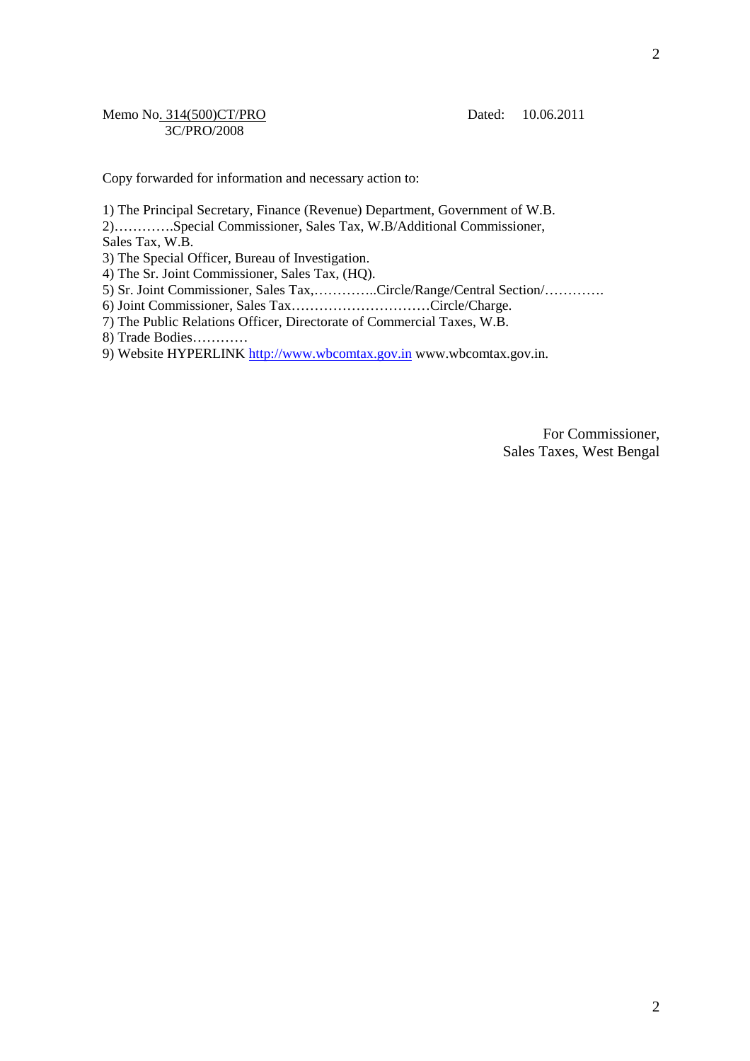Memo No. 314(500)CT/PRO  Dated: 10.06.2011
3C/PRO/2008

Copy forwarded for information and necessary action to:

1) The Principal Secretary, Finance (Revenue) Department, Government of W.B.
2)………….Special Commissioner, Sales Tax, W.B/Additional Commissioner, Sales Tax, W.B.
3) The Special Officer, Bureau of Investigation.
4) The Sr. Joint Commissioner, Sales Tax, (HQ).
5) Sr. Joint Commissioner, Sales Tax,…………..Circle/Range/Central Section/………….
6) Joint Commissioner, Sales Tax…………………………Circle/Charge.
7) The Public Relations Officer, Directorate of Commercial Taxes, W.B.
8) Trade Bodies…………
9) Website HYPERLINK http://www.wbcomtax.gov.in www.wbcomtax.gov.in.

For Commissioner,
Sales Taxes, West Bengal